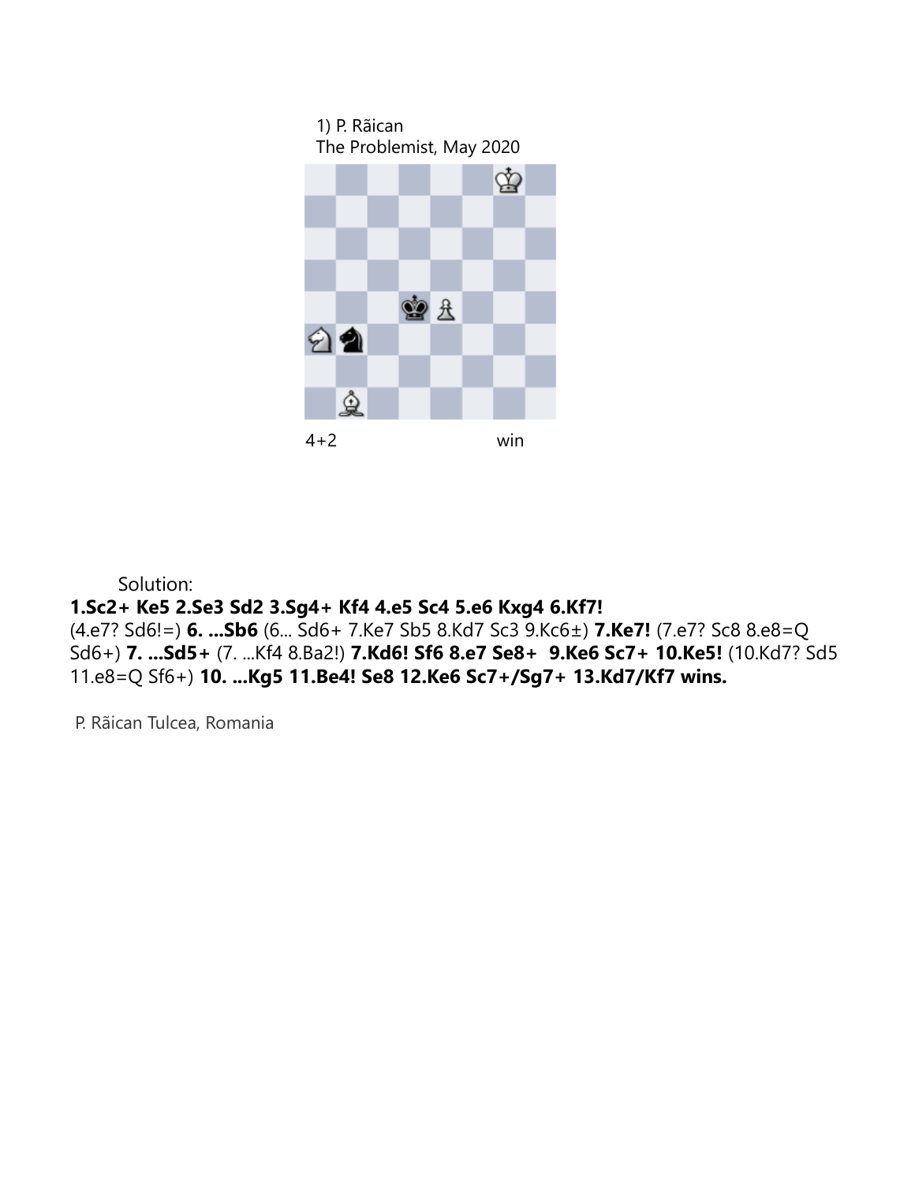1) P. Rãican
The Problemist, May 2020

4+2 win

Solution:

**1.Sc2+ Ke5 2.Se3 Sd2 3.Sg4+ Kf4 4.e5 Sc4 5.e6 Kxg4 6.Kf7!**
(4.e7? Sd6!=) **6. ...Sb6** (6... Sd6+ 7.Ke7 Sb5 8.Kd7 Sc3 9.Kc6±) **7.Ke7!** (7.e7? Sc8 8.e8=Q Sd6+) **7. ...Sd5+** (7. ...Kf4 8.Ba2!) **7.Kd6! Sf6 8.e7 Se8+ 9.Ke6 Sc7+ 10.Ke5!** (10.Kd7? Sd5 11.e8=Q Sf6+) **10. ...Kg5 11.Be4! Se8 12.Ke6 Sc7+/Sg7+ 13.Kd7/Kf7 wins.**

P. Rãican Tulcea, Romania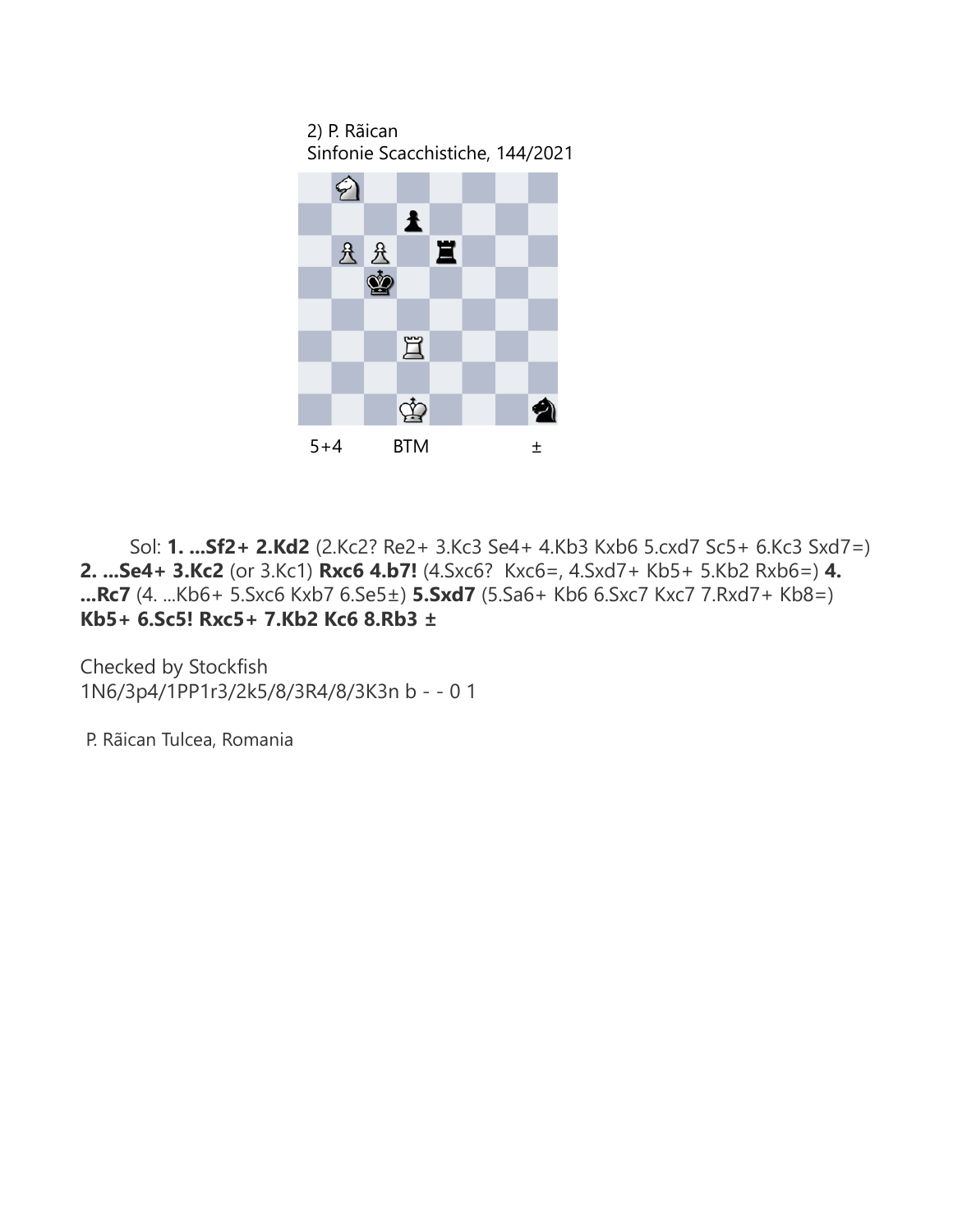2) P. Rãican
Sinfonie Scacchistiche, 144/2021

5+4 BTM ±

Sol: **1. ...Sf2+ 2.Kd2** (2.Kc2? Re2+ 3.Kc3 Se4+ 4.Kb3 Kxb6 5.cxd7 Sc5+ 6.Kc3 Sxd7=) **2. ...Se4+ 3.Kc2** (or 3.Kc1) **Rxc6 4.b7!** (4.Sxc6? Kxc6=, 4.Sxd7+ Kb5+ 5.Kb2 Rxb6=) **4. ...Rc7** (4. ...Kb6+ 5.Sxc6 Kxb7 6.Se5±) **5.Sxd7** (5.Sa6+ Kb6 6.Sxc7 Kxc7 7.Rxd7+ Kb8=) **Kb5+ 6.Sc5! Rxc5+ 7.Kb2 Kc6 8.Rb3 ±**

Checked by Stockfish
1N6/3p4/1PP1r3/2k5/8/3R4/8/3K3n b - - 0 1

P. Rãican Tulcea, Romania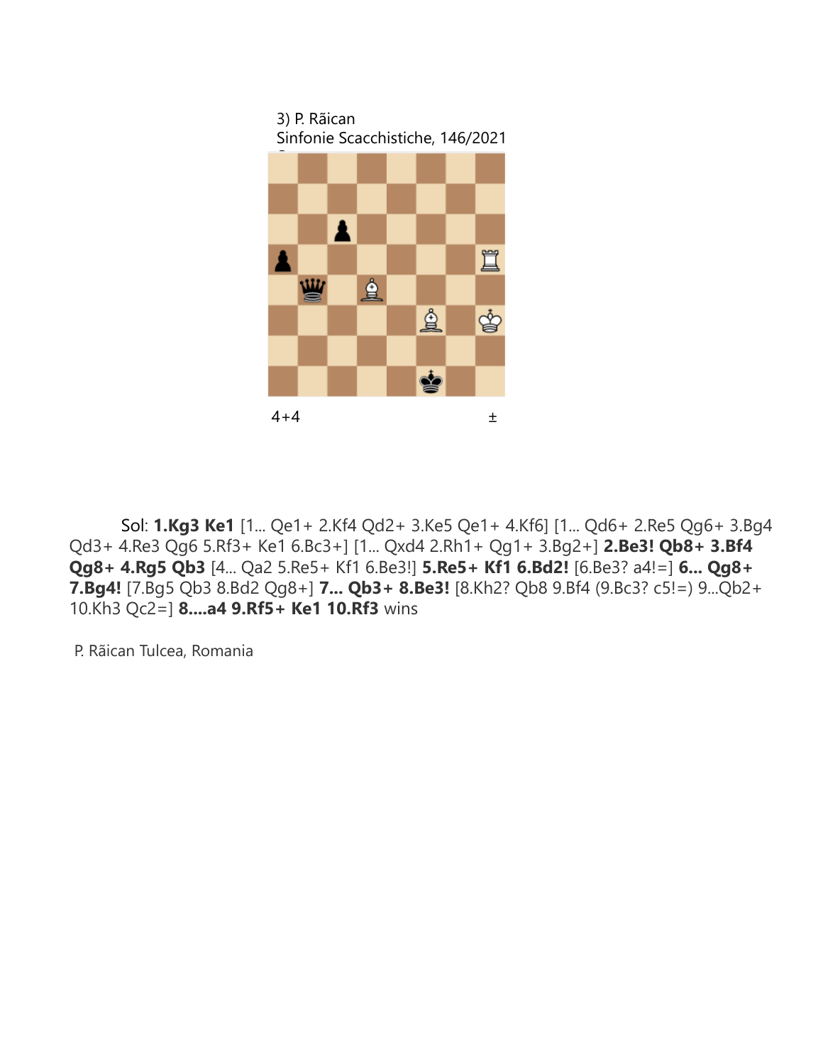3) P. Rãican
Sinfonie Scacchistiche, 146/2021

4+4 ±

Sol: **1.Kg3 Ke1** [1... Qe1+ 2.Kf4 Qd2+ 3.Ke5 Qe1+ 4.Kf6] [1... Qd6+ 2.Re5 Qg6+ 3.Bg4 Qd3+ 4.Re3 Qg6 5.Rf3+ Ke1 6.Bc3+] [1... Qxd4 2.Rh1+ Qg1+ 3.Bg2+] **2.Be3! Qb8+ 3.Bf4 Qg8+ 4.Rg5 Qb3** [4... Qa2 5.Re5+ Kf1 6.Be3!] **5.Re5+ Kf1 6.Bd2!** [6.Be3? a4!=] **6... Qg8+ 7.Bg4!** [7.Bg5 Qb3 8.Bd2 Qg8+] **7... Qb3+ 8.Be3!** [8.Kh2? Qb8 9.Bf4 (9.Bc3? c5!=) 9...Qb2+ 10.Kh3 Qc2=] **8....a4 9.Rf5+ Ke1 10.Rf3** wins

P. Rãican Tulcea, Romania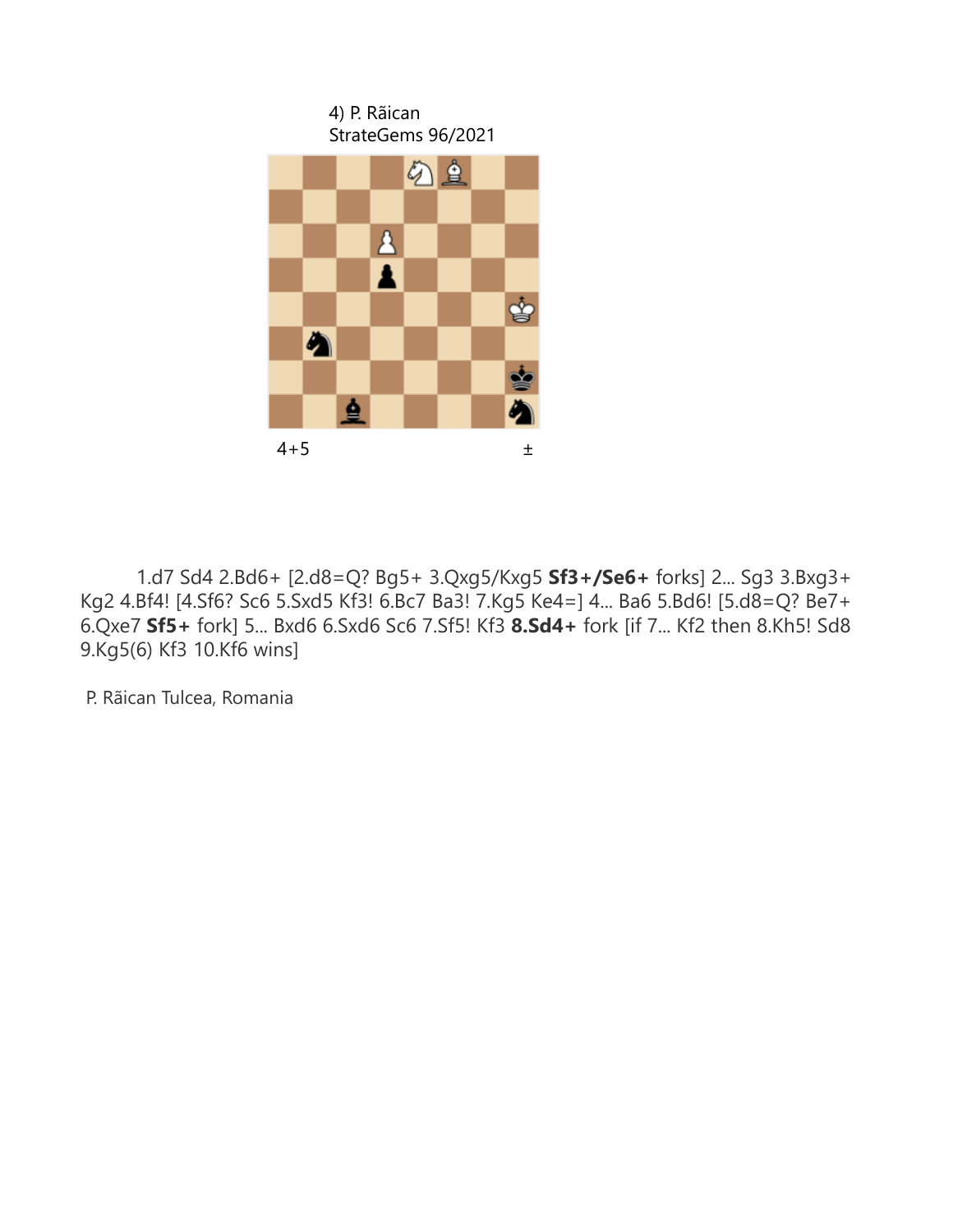4) P. Răican
StrateGems 96/2021

4+5 ±

1.d7 Sd4 2.Bd6+ [2.d8=Q? Bg5+ 3.Qxg5/Kxg5 **Sf3+/Se6+** forks] 2... Sg3 3.Bxg3+ Kg2 4.Bf4! [4.Sf6? Sc6 5.Sxd5 Kf3! 6.Bc7 Ba3! 7.Kg5 Ke4=] 4... Ba6 5.Bd6! [5.d8=Q? Be7+ 6.Qxe7 **Sf5+** fork] 5... Bxd6 6.Sxd6 Sc6 7.Sf5! Kf3 **8.Sd4+** fork [if 7... Kf2 then 8.Kh5! Sd8 9.Kg5(6) Kf3 10.Kf6 wins]

P. Răican Tulcea, Romania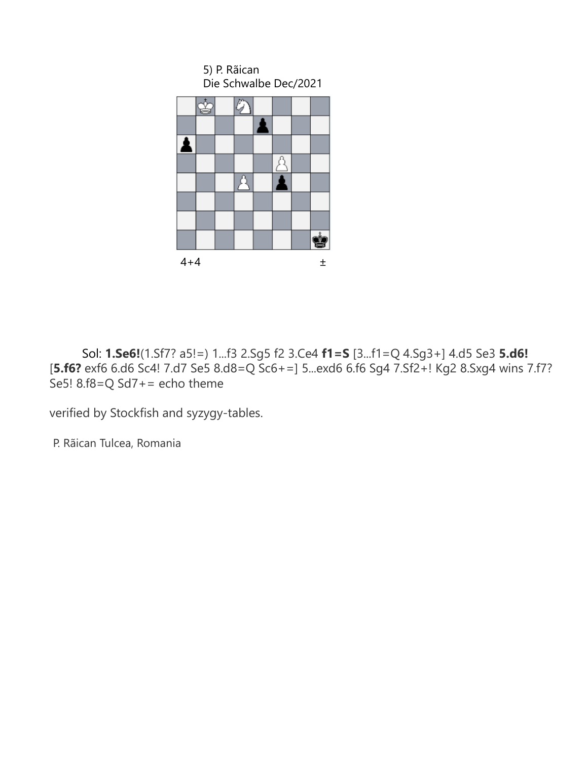5) P. Rãican
Die Schwalbe Dec/2021

4+4 ±

Sol: **1.Se6!**(1.Sf7? a5!=) 1...f3 2.Sg5 f2 3.Ce4 **f1=S** [3...f1=Q 4.Sg3+] 4.d5 Se3 **5.d6!** [**5.f6?** exf6 6.d6 Sc4! 7.d7 Se5 8.d8=Q Sc6+=] 5...exd6 6.f6 Sg4 7.Sf2+! Kg2 8.Sxg4 wins 7.f7? Se5! 8.f8=Q Sd7+= echo theme

verified by Stockfish and syzygy-tables.

P. Rãican Tulcea, Romania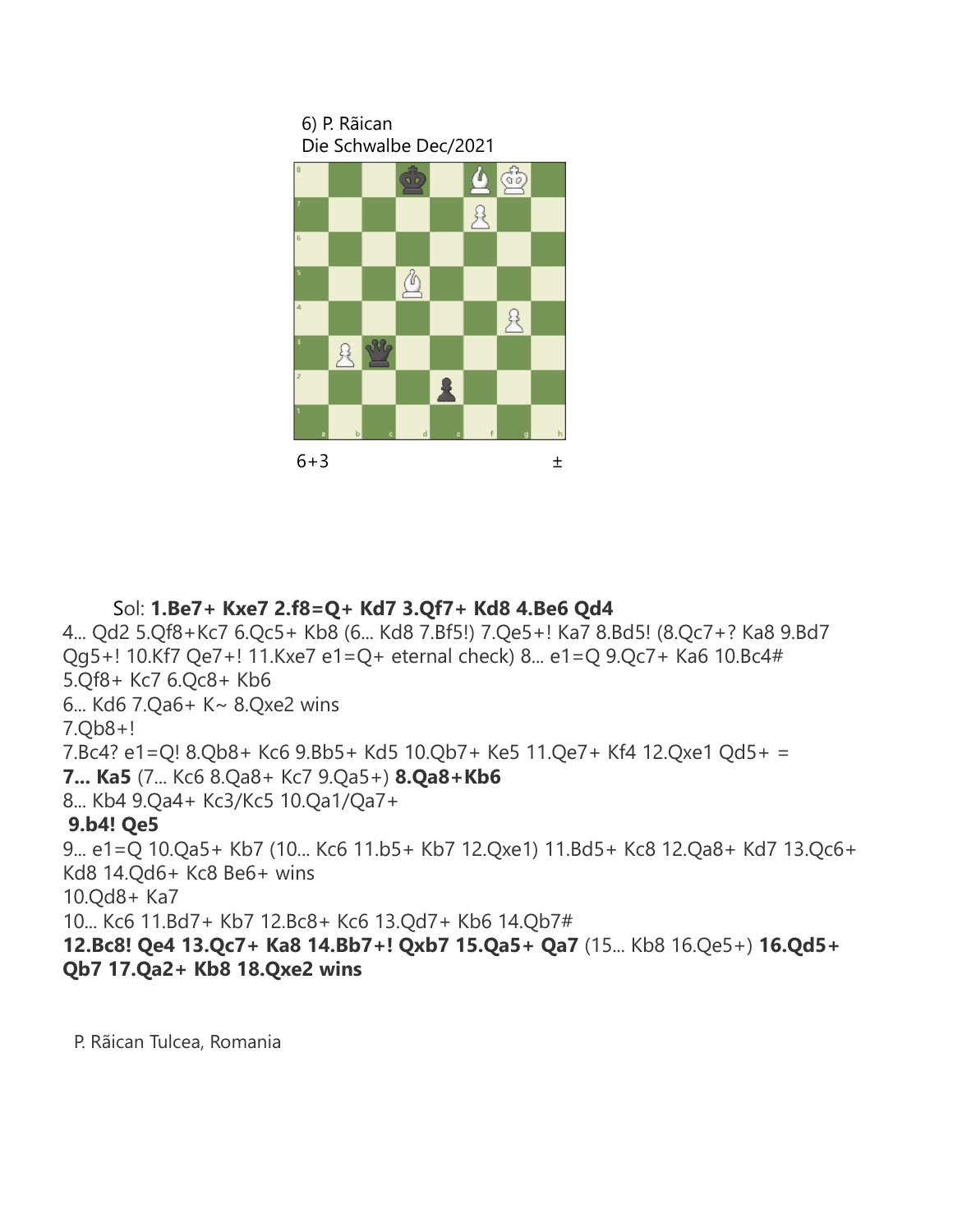6) P. Rãican
Die Schwalbe Dec/2021

6+3 ±

Sol: **1.Be7+ Kxe7 2.f8=Q+ Kd7 3.Qf7+ Kd8 4.Be6 Qd4**

4... Qd2 5.Qf8+Kc7 6.Qc5+ Kb8 (6... Kd8 7.Bf5!) 7.Qe5+! Ka7 8.Bd5! (8.Qc7+? Ka8 9.Bd7 Qg5+! 10.Kf7 Qe7+! 11.Kxe7 e1=Q+ eternal check) 8... e1=Q 9.Qc7+ Ka6 10.Bc4#

5.Qf8+ Kc7 6.Qc8+ Kb6

6... Kd6 7.Qa6+ K~ 8.Qxe2 wins

7.Qb8+!

7.Bc4? e1=Q! 8.Qb8+ Kc6 9.Bb5+ Kd5 10.Qb7+ Ke5 11.Qe7+ Kf4 12.Qxe1 Qd5+ =

**7... Ka5** (7... Kc6 8.Qa8+ Kc7 9.Qa5+) **8.Qa8+Kb6**

8... Kb4 9.Qa4+ Kc3/Kc5 10.Qa1/Qa7+

**9.b4! Qe5**

9... e1=Q 10.Qa5+ Kb7 (10... Kc6 11.b5+ Kb7 12.Qxe1) 11.Bd5+ Kc8 12.Qa8+ Kd7 13.Qc6+ Kd8 14.Qd6+ Kc8 Be6+ wins

10.Qd8+ Ka7

10... Kc6 11.Bd7+ Kb7 12.Bc8+ Kc6 13.Qd7+ Kb6 14.Qb7#

**12.Bc8! Qe4 13.Qc7+ Ka8 14.Bb7+! Qxb7 15.Qa5+ Qa7** (15... Kb8 16.Qe5+) **16.Qd5+ Qb7 17.Qa2+ Kb8 18.Qxe2 wins**

P. Rãican Tulcea, Romania